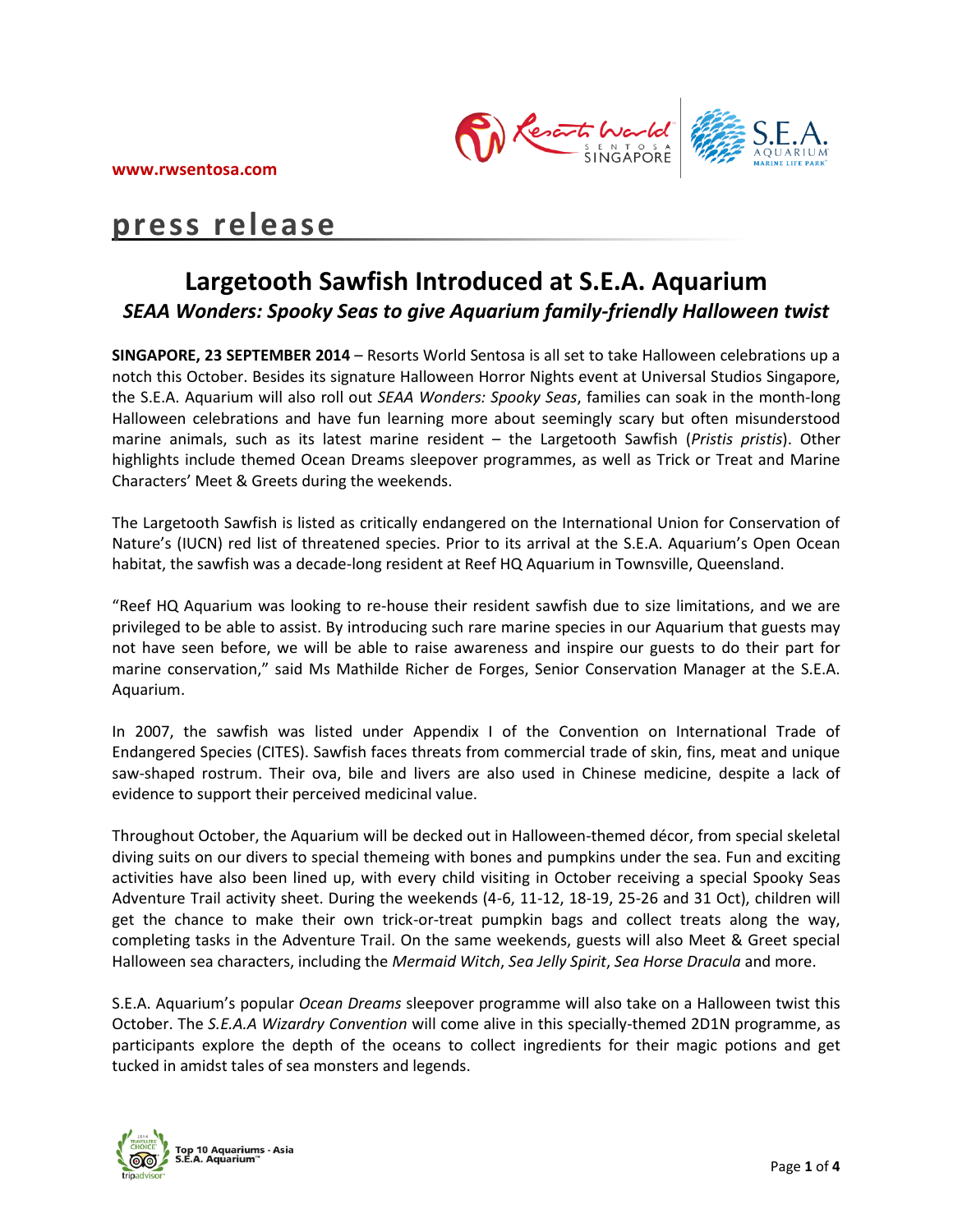www.rwsentosa.com

# press release

## Largetooth Sawfish Introduced at S.E.A. Aquarium

### *SEAA Wonders: Spooky Seas to give Aquarium family-friendly Halloween twist*

**SINGAPORE, 23 SEPTEMBER 2014** – Resorts World Sentosa is all set to take Halloween celebrations up a notch this October. Besides its signature Halloween Horror Nights event at Universal Studios Singapore, the S.E.A. Aquarium will also roll out *SEAA Wonders: Spooky Seas*, families can soak in the month-long Halloween celebrations and have fun learning more about seemingly scary but often misunderstood marine animals, such as its latest marine resident – the Largetooth Sawfish (*Pristis pristis*). Other highlights include themed Ocean Dreams sleepover programmes, as well as Trick or Treat and Marine Characters' Meet & Greets during the weekends.

The Largetooth Sawfish is listed as critically endangered on the International Union for Conservation of Nature's (IUCN) red list of threatened species. Prior to its arrival at the S.E.A. Aquarium's Open Ocean habitat, the sawfish was a decade-long resident at Reef HQ Aquarium in Townsville, Queensland.

"Reef HQ Aquarium was looking to re-house their resident sawfish due to size limitations, and we are privileged to be able to assist. By introducing such rare marine species in our Aquarium that guests may not have seen before, we will be able to raise awareness and inspire our guests to do their part for marine conservation," said Ms Mathilde Richer de Forges, Senior Conservation Manager at the S.E.A. Aquarium.

In 2007, the sawfish was listed under Appendix I of the Convention on International Trade of Endangered Species (CITES). Sawfish faces threats from commercial trade of skin, fins, meat and unique saw-shaped rostrum. Their ova, bile and livers are also used in Chinese medicine, despite a lack of evidence to support their perceived medicinal value.

Throughout October, the Aquarium will be decked out in Halloween-themed décor, from special skeletal diving suits on our divers to special themeing with bones and pumpkins under the sea. Fun and exciting activities have also been lined up, with every child visiting in October receiving a special Spooky Seas Adventure Trail activity sheet. During the weekends (4-6, 11-12, 18-19, 25-26 and 31 Oct), children will get the chance to make their own trick-or-treat pumpkin bags and collect treats along the way, completing tasks in the Adventure Trail. On the same weekends, guests will also Meet & Greet special Halloween sea characters, including the *Mermaid Witch*, *Sea Jelly Spirit*, *Sea Horse Dracula* and more.

S.E.A. Aquarium's popular *Ocean Dreams* sleepover programme will also take on a Halloween twist this October. The *S.E.A.A Wizardry Convention* will come alive in this specially-themed 2D1N programme, as participants explore the depth of the oceans to collect ingredients for their magic potions and get tucked in amidst tales of sea monsters and legends.

Top 10 Aquariums - Asia
S.E.A. Aquarium™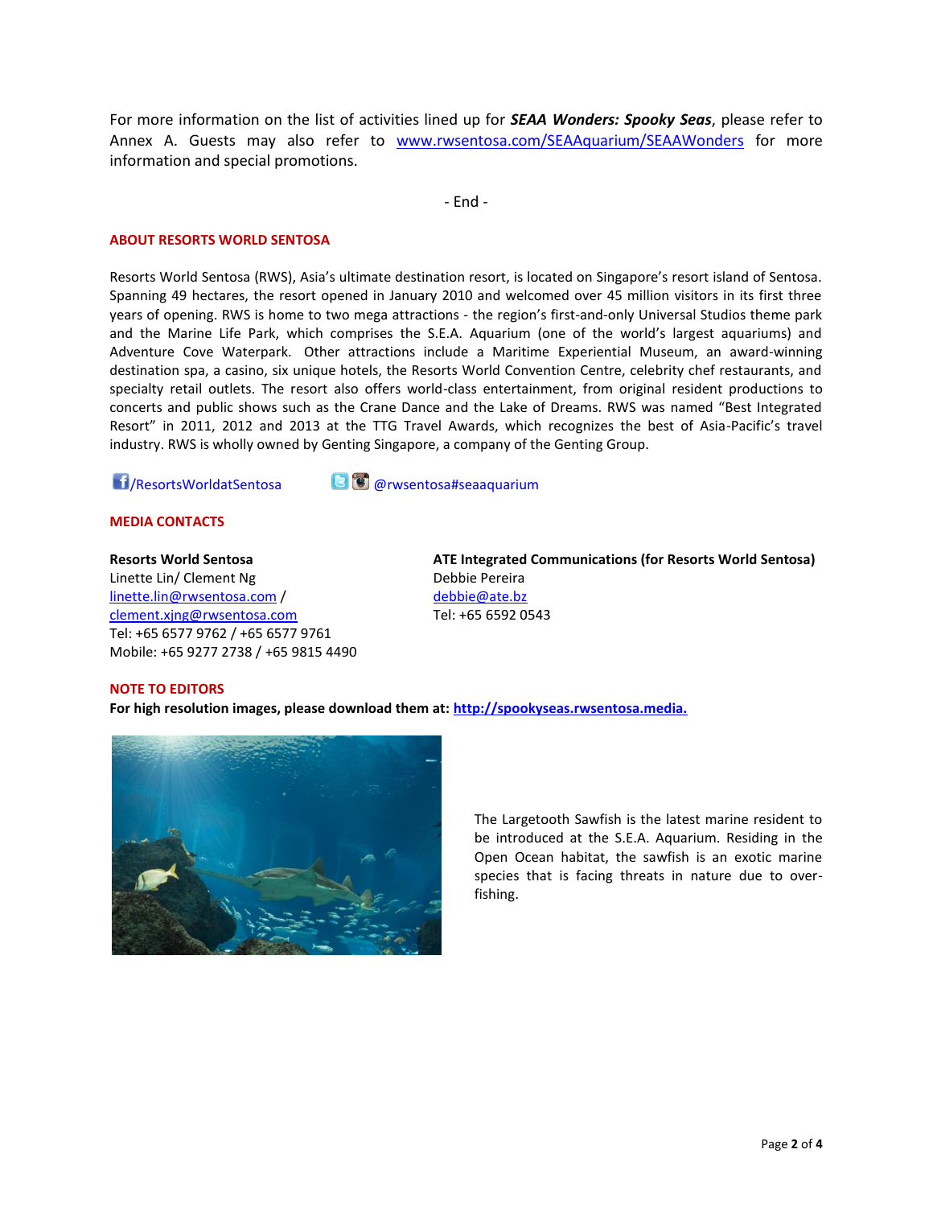For more information on the list of activities lined up for ***SEAA Wonders: Spooky Seas***, please refer to Annex A. Guests may also refer to www.rwsentosa.com/SEAAquarium/SEAAWonders for more information and special promotions.

- End -

**ABOUT RESORTS WORLD SENTOSA**

Resorts World Sentosa (RWS), Asia's ultimate destination resort, is located on Singapore's resort island of Sentosa. Spanning 49 hectares, the resort opened in January 2010 and welcomed over 45 million visitors in its first three years of opening. RWS is home to two mega attractions - the region's first-and-only Universal Studios theme park and the Marine Life Park, which comprises the S.E.A. Aquarium (one of the world's largest aquariums) and Adventure Cove Waterpark. Other attractions include a Maritime Experiential Museum, an award-winning destination spa, a casino, six unique hotels, the Resorts World Convention Centre, celebrity chef restaurants, and specialty retail outlets. The resort also offers world-class entertainment, from original resident productions to concerts and public shows such as the Crane Dance and the Lake of Dreams. RWS was named "Best Integrated Resort" in 2011, 2012 and 2013 at the TTG Travel Awards, which recognizes the best of Asia-Pacific's travel industry. RWS is wholly owned by Genting Singapore, a company of the Genting Group.

/ResortsWorldatSentosa     @rwsentosa#seaaquarium

**MEDIA CONTACTS**

**Resorts World Sentosa**
Linette Lin/ Clement Ng
linette.lin@rwsentosa.com /
clement.xjng@rwsentosa.com
Tel: +65 6577 9762 / +65 6577 9761
Mobile: +65 9277 2738 / +65 9815 4490

**ATE Integrated Communications (for Resorts World Sentosa)**
Debbie Pereira
debbie@ate.bz
Tel: +65 6592 0543

**NOTE TO EDITORS**

**For high resolution images, please download them at: http://spookyseas.rwsentosa.media.**

The Largetooth Sawfish is the latest marine resident to be introduced at the S.E.A. Aquarium. Residing in the Open Ocean habitat, the sawfish is an exotic marine species that is facing threats in nature due to over-fishing.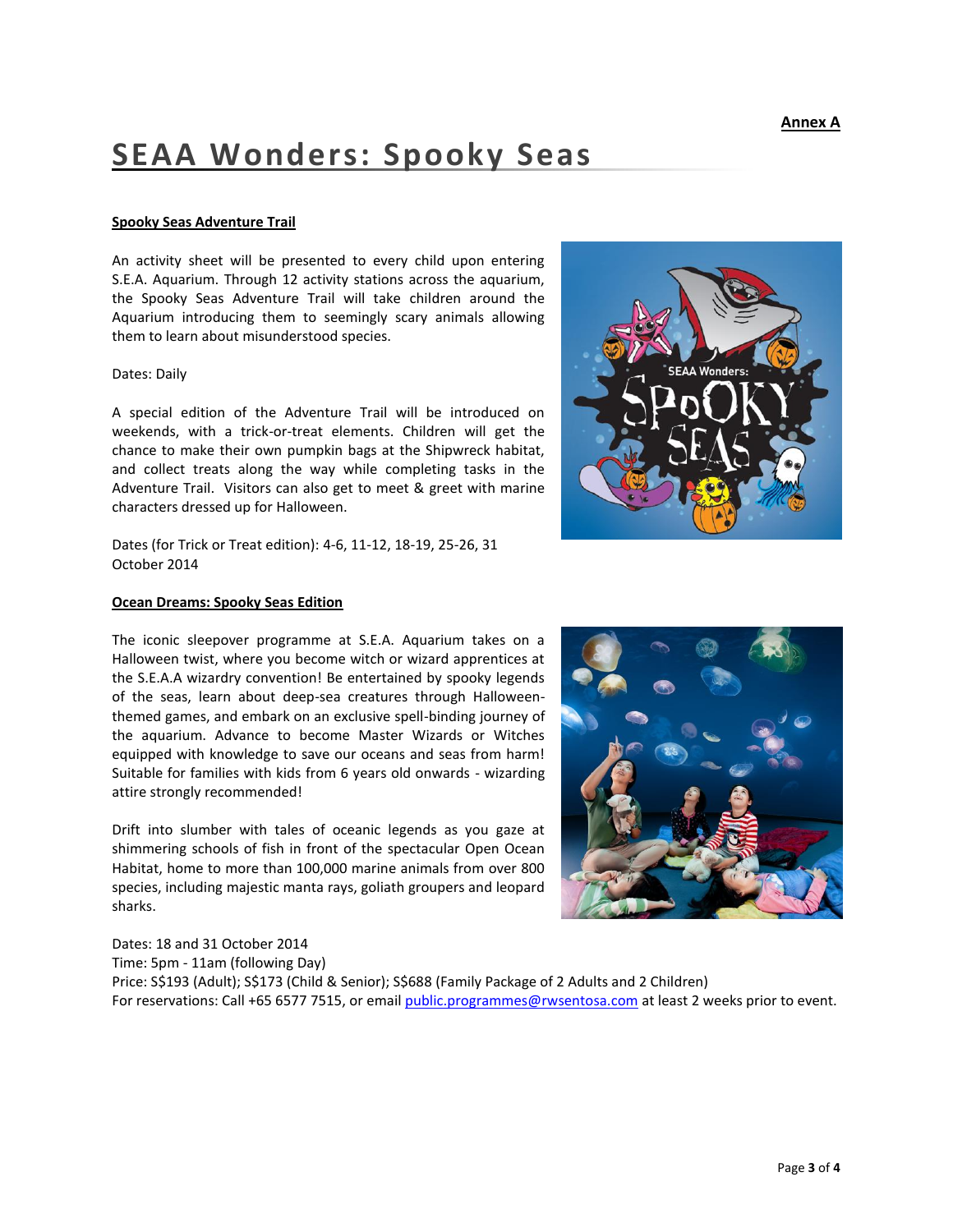**Annex A**

# SEAA Wonders: Spooky Seas

**Spooky Seas Adventure Trail**

An activity sheet will be presented to every child upon entering S.E.A. Aquarium. Through 12 activity stations across the aquarium, the Spooky Seas Adventure Trail will take children around the Aquarium introducing them to seemingly scary animals allowing them to learn about misunderstood species.

Dates: Daily

A special edition of the Adventure Trail will be introduced on weekends, with a trick-or-treat elements. Children will get the chance to make their own pumpkin bags at the Shipwreck habitat, and collect treats along the way while completing tasks in the Adventure Trail. Visitors can also get to meet & greet with marine characters dressed up for Halloween.

Dates (for Trick or Treat edition): 4-6, 11-12, 18-19, 25-26, 31 October 2014

**Ocean Dreams: Spooky Seas Edition**

The iconic sleepover programme at S.E.A. Aquarium takes on a Halloween twist, where you become witch or wizard apprentices at the S.E.A.A wizardry convention! Be entertained by spooky legends of the seas, learn about deep-sea creatures through Halloween-themed games, and embark on an exclusive spell-binding journey of the aquarium. Advance to become Master Wizards or Witches equipped with knowledge to save our oceans and seas from harm! Suitable for families with kids from 6 years old onwards - wizarding attire strongly recommended!

Drift into slumber with tales of oceanic legends as you gaze at shimmering schools of fish in front of the spectacular Open Ocean Habitat, home to more than 100,000 marine animals from over 800 species, including majestic manta rays, goliath groupers and leopard sharks.

Dates: 18 and 31 October 2014
Time: 5pm - 11am (following Day)
Price: S$193 (Adult); S$173 (Child & Senior); S$688 (Family Package of 2 Adults and 2 Children)
For reservations: Call +65 6577 7515, or email public.programmes@rwsentosa.com at least 2 weeks prior to event.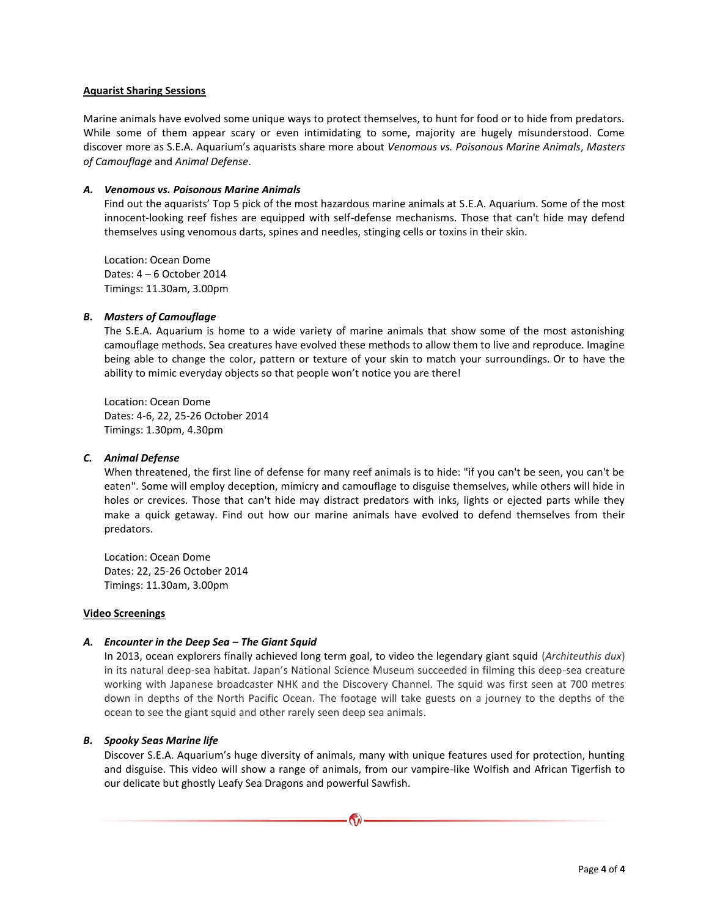**<u>Aquarist Sharing Sessions</u>**

Marine animals have evolved some unique ways to protect themselves, to hunt for food or to hide from predators. While some of them appear scary or even intimidating to some, majority are hugely misunderstood. Come discover more as S.E.A. Aquarium's aquarists share more about *Venomous vs. Poisonous Marine Animals*, *Masters of Camouflage* and *Animal Defense*.

***A. Venomous vs. Poisonous Marine Animals***

Find out the aquarists' Top 5 pick of the most hazardous marine animals at S.E.A. Aquarium. Some of the most innocent-looking reef fishes are equipped with self-defense mechanisms. Those that can't hide may defend themselves using venomous darts, spines and needles, stinging cells or toxins in their skin.

Location: Ocean Dome
Dates: 4 – 6 October 2014
Timings: 11.30am, 3.00pm

***B. Masters of Camouflage***

The S.E.A. Aquarium is home to a wide variety of marine animals that show some of the most astonishing camouflage methods. Sea creatures have evolved these methods to allow them to live and reproduce. Imagine being able to change the color, pattern or texture of your skin to match your surroundings. Or to have the ability to mimic everyday objects so that people won't notice you are there!

Location: Ocean Dome
Dates: 4-6, 22, 25-26 October 2014
Timings: 1.30pm, 4.30pm

***C. Animal Defense***

When threatened, the first line of defense for many reef animals is to hide: "if you can't be seen, you can't be eaten". Some will employ deception, mimicry and camouflage to disguise themselves, while others will hide in holes or crevices. Those that can't hide may distract predators with inks, lights or ejected parts while they make a quick getaway. Find out how our marine animals have evolved to defend themselves from their predators.

Location: Ocean Dome
Dates: 22, 25-26 October 2014
Timings: 11.30am, 3.00pm

**<u>Video Screenings</u>**

***A. Encounter in the Deep Sea – The Giant Squid***

In 2013, ocean explorers finally achieved long term goal, to video the legendary giant squid (*Architeuthis dux*) in its natural deep-sea habitat. Japan's National Science Museum succeeded in filming this deep-sea creature working with Japanese broadcaster NHK and the Discovery Channel. The squid was first seen at 700 metres down in depths of the North Pacific Ocean. The footage will take guests on a journey to the depths of the ocean to see the giant squid and other rarely seen deep sea animals.

***B. Spooky Seas Marine life***

Discover S.E.A. Aquarium's huge diversity of animals, many with unique features used for protection, hunting and disguise. This video will show a range of animals, from our vampire-like Wolfish and African Tigerfish to our delicate but ghostly Leafy Sea Dragons and powerful Sawfish.